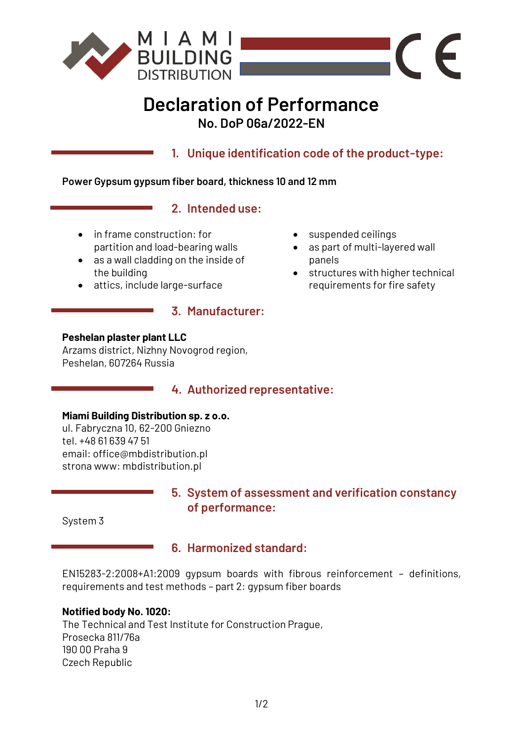MIAMI BUILDING DISTRIBUTION

CE

# Declaration of Performance

**No. DoP 06a/2022-EN**

## 1. Unique identification code of the product-type:

**Power Gypsum gypsum fiber board, thickness 10 and 12 mm**

## 2. Intended use:

- in frame construction: for partition and load-bearing walls
- as a wall cladding on the inside of the building
- attics, include large-surface
- suspended ceilings
- as part of multi-layered wall panels
- structures with higher technical requirements for fire safety

## 3. Manufacturer:

**Peshelan plaster plant LLC**
Arzams district, Nizhny Novogrod region,
Peshelan, 607264 Russia

## 4. Authorized representative:

**Miami Building Distribution sp. z o.o.**
ul. Fabryczna 10, 62-200 Gniezno
tel. +48 61 639 47 51
email: office@mbdistribution.pl
strona www: mbdistribution.pl

## 5. System of assessment and verification constancy of performance:

System 3

## 6. Harmonized standard:

EN15283-2:2008+A1:2009 gypsum boards with fibrous reinforcement – definitions, requirements and test methods – part 2: gypsum fiber boards

**Notified body No. 1020:**
The Technical and Test Institute for Construction Prague,
Prosecka 811/76a
190 00 Praha 9
Czech Republic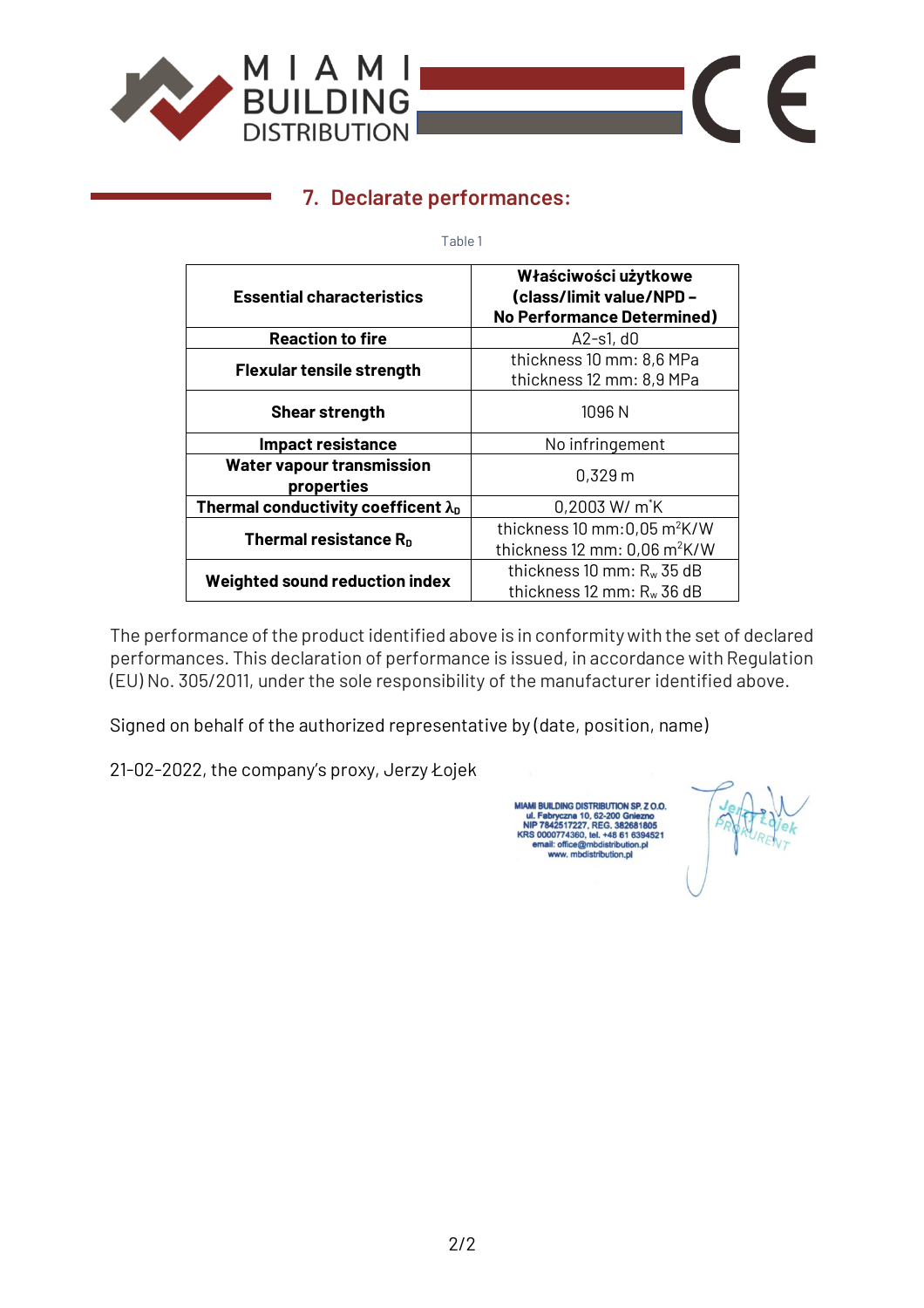## 7. Declarate performances:

Table 1

| Essential characteristics | Właściwości użytkowe (class/limit value/NPD – No Performance Determined) |
|---|---|
| Reaction to fire | A2-s1, d0 |
| Flexular tensile strength | thickness 10 mm: 8,6 MPa<br>thickness 12 mm: 8,9 MPa |
| Shear strength | 1096 N |
| Impact resistance | No infringement |
| Water vapour transmission properties | 0,329 m |
| Thermal conductivity coefficent $\lambda_D$ | 0,2003 W/ m*K |
| Thermal resistance $R_D$ | thickness 10 mm:0,05 $m^2K/W$<br>thickness 12 mm: 0,06 $m^2K/W$ |
| Weighted sound reduction index | thickness 10 mm: $R_w$ 35 dB<br>thickness 12 mm: $R_w$ 36 dB |

The performance of the product identified above is in conformity with the set of declared performances. This declaration of performance is issued, in accordance with Regulation (EU) No. 305/2011, under the sole responsibility of the manufacturer identified above.

Signed on behalf of the authorized representative by (date, position, name)

21-02-2022, the company's proxy, Jerzy Łojek

MIAMI BUILDING DISTRIBUTION SP. Z O.O.
ul. Fabryczna 10, 62-200 Gniezno
NIP 7842517227, REG. 382681805
KRS 0000774360, tel. +48 61 6394521
email: office@mbdistribution.pl
www. mbdistribution.pl

Jerzy Łojek
PROKURENT